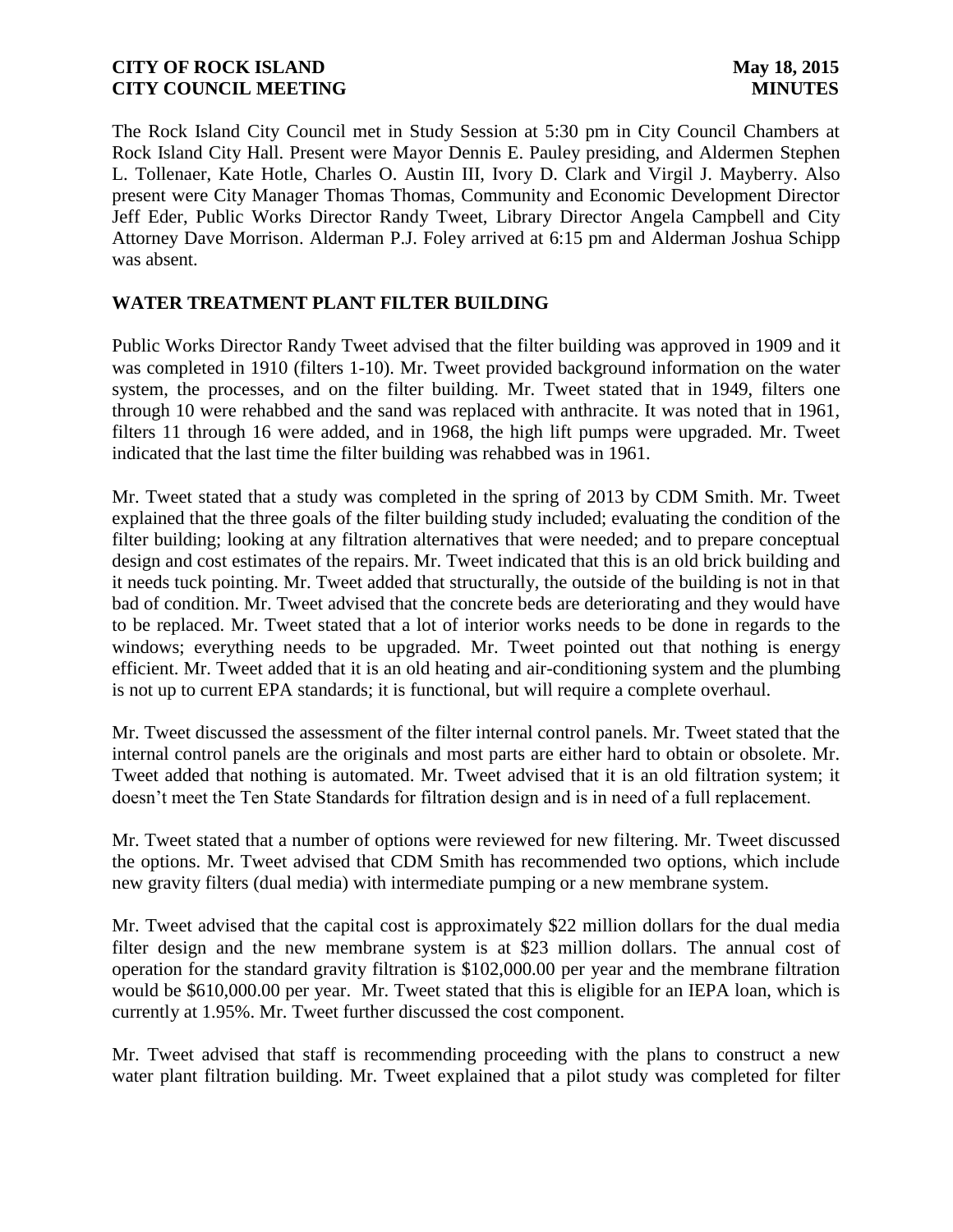The Rock Island City Council met in Study Session at 5:30 pm in City Council Chambers at Rock Island City Hall. Present were Mayor Dennis E. Pauley presiding, and Aldermen Stephen L. Tollenaer, Kate Hotle, Charles O. Austin III, Ivory D. Clark and Virgil J. Mayberry. Also present were City Manager Thomas Thomas, Community and Economic Development Director Jeff Eder, Public Works Director Randy Tweet, Library Director Angela Campbell and City Attorney Dave Morrison. Alderman P.J. Foley arrived at 6:15 pm and Alderman Joshua Schipp was absent.

## WATER TREATMENT PLANT FILTER BUILDING

Public Works Director Randy Tweet advised that the filter building was approved in 1909 and it was completed in 1910 (filters 1-10). Mr. Tweet provided background information on the water system, the processes, and on the filter building. Mr. Tweet stated that in 1949, filters one through 10 were rehabbed and the sand was replaced with anthracite. It was noted that in 1961, filters 11 through 16 were added, and in 1968, the high lift pumps were upgraded. Mr. Tweet indicated that the last time the filter building was rehabbed was in 1961.

Mr. Tweet stated that a study was completed in the spring of 2013 by CDM Smith. Mr. Tweet explained that the three goals of the filter building study included; evaluating the condition of the filter building; looking at any filtration alternatives that were needed; and to prepare conceptual design and cost estimates of the repairs. Mr. Tweet indicated that this is an old brick building and it needs tuck pointing. Mr. Tweet added that structurally, the outside of the building is not in that bad of condition. Mr. Tweet advised that the concrete beds are deteriorating and they would have to be replaced. Mr. Tweet stated that a lot of interior works needs to be done in regards to the windows; everything needs to be upgraded. Mr. Tweet pointed out that nothing is energy efficient. Mr. Tweet added that it is an old heating and air-conditioning system and the plumbing is not up to current EPA standards; it is functional, but will require a complete overhaul.

Mr. Tweet discussed the assessment of the filter internal control panels. Mr. Tweet stated that the internal control panels are the originals and most parts are either hard to obtain or obsolete. Mr. Tweet added that nothing is automated. Mr. Tweet advised that it is an old filtration system; it doesn't meet the Ten State Standards for filtration design and is in need of a full replacement.

Mr. Tweet stated that a number of options were reviewed for new filtering. Mr. Tweet discussed the options. Mr. Tweet advised that CDM Smith has recommended two options, which include new gravity filters (dual media) with intermediate pumping or a new membrane system.

Mr. Tweet advised that the capital cost is approximately $22 million dollars for the dual media filter design and the new membrane system is at $23 million dollars. The annual cost of operation for the standard gravity filtration is $102,000.00 per year and the membrane filtration would be $610,000.00 per year. Mr. Tweet stated that this is eligible for an IEPA loan, which is currently at 1.95%. Mr. Tweet further discussed the cost component.

Mr. Tweet advised that staff is recommending proceeding with the plans to construct a new water plant filtration building. Mr. Tweet explained that a pilot study was completed for filter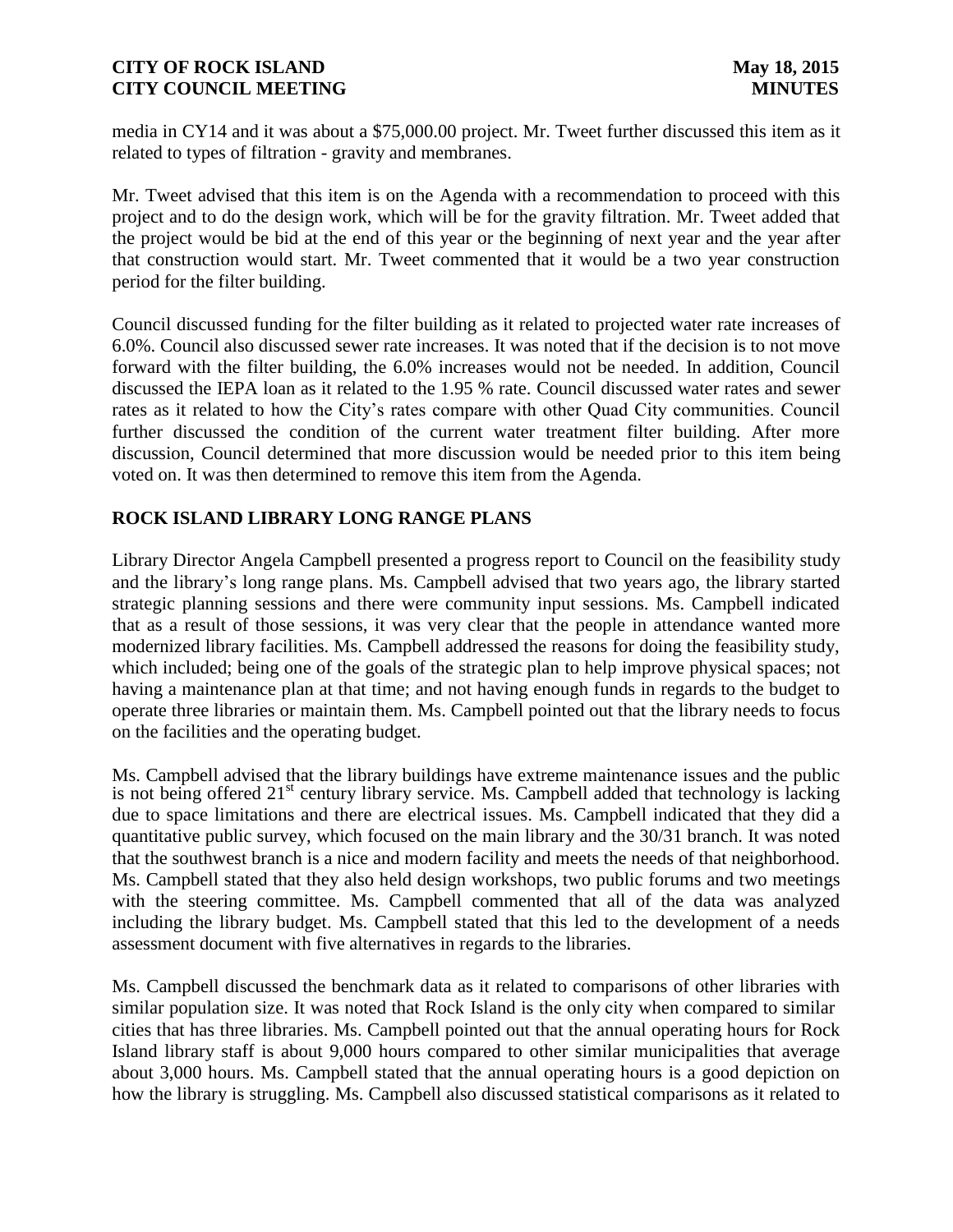media in CY14 and it was about a $75,000.00 project. Mr. Tweet further discussed this item as it related to types of filtration - gravity and membranes.

Mr. Tweet advised that this item is on the Agenda with a recommendation to proceed with this project and to do the design work, which will be for the gravity filtration. Mr. Tweet added that the project would be bid at the end of this year or the beginning of next year and the year after that construction would start. Mr. Tweet commented that it would be a two year construction period for the filter building.

Council discussed funding for the filter building as it related to projected water rate increases of 6.0%. Council also discussed sewer rate increases. It was noted that if the decision is to not move forward with the filter building, the 6.0% increases would not be needed. In addition, Council discussed the IEPA loan as it related to the 1.95 % rate. Council discussed water rates and sewer rates as it related to how the City's rates compare with other Quad City communities. Council further discussed the condition of the current water treatment filter building. After more discussion, Council determined that more discussion would be needed prior to this item being voted on. It was then determined to remove this item from the Agenda.

## ROCK ISLAND LIBRARY LONG RANGE PLANS

Library Director Angela Campbell presented a progress report to Council on the feasibility study and the library's long range plans. Ms. Campbell advised that two years ago, the library started strategic planning sessions and there were community input sessions. Ms. Campbell indicated that as a result of those sessions, it was very clear that the people in attendance wanted more modernized library facilities. Ms. Campbell addressed the reasons for doing the feasibility study, which included; being one of the goals of the strategic plan to help improve physical spaces; not having a maintenance plan at that time; and not having enough funds in regards to the budget to operate three libraries or maintain them. Ms. Campbell pointed out that the library needs to focus on the facilities and the operating budget.

Ms. Campbell advised that the library buildings have extreme maintenance issues and the public is not being offered 21st century library service. Ms. Campbell added that technology is lacking due to space limitations and there are electrical issues. Ms. Campbell indicated that they did a quantitative public survey, which focused on the main library and the 30/31 branch. It was noted that the southwest branch is a nice and modern facility and meets the needs of that neighborhood. Ms. Campbell stated that they also held design workshops, two public forums and two meetings with the steering committee. Ms. Campbell commented that all of the data was analyzed including the library budget. Ms. Campbell stated that this led to the development of a needs assessment document with five alternatives in regards to the libraries.

Ms. Campbell discussed the benchmark data as it related to comparisons of other libraries with similar population size. It was noted that Rock Island is the only city when compared to similar cities that has three libraries. Ms. Campbell pointed out that the annual operating hours for Rock Island library staff is about 9,000 hours compared to other similar municipalities that average about 3,000 hours. Ms. Campbell stated that the annual operating hours is a good depiction on how the library is struggling. Ms. Campbell also discussed statistical comparisons as it related to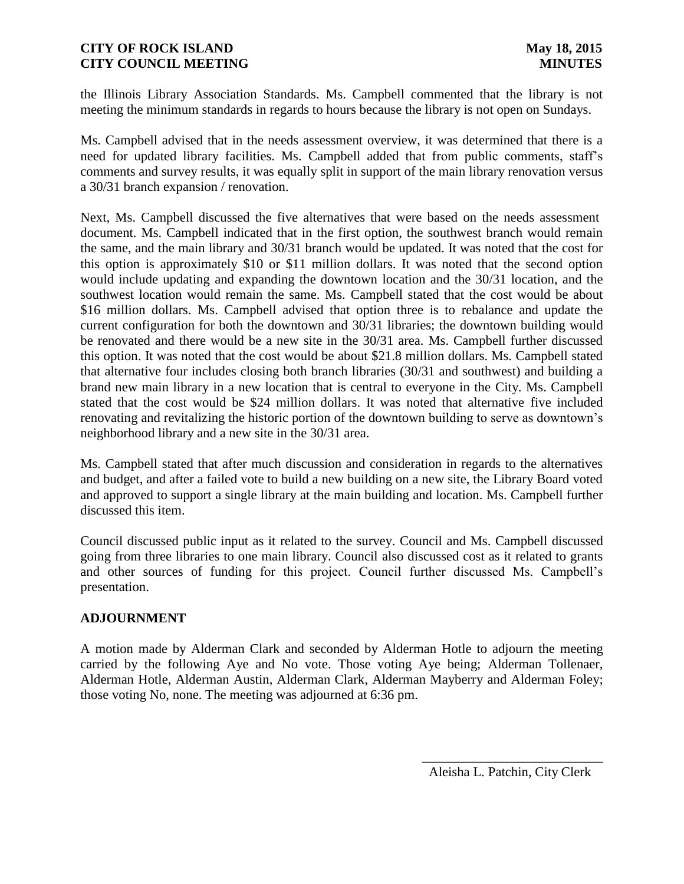the Illinois Library Association Standards. Ms. Campbell commented that the library is not meeting the minimum standards in regards to hours because the library is not open on Sundays.

Ms. Campbell advised that in the needs assessment overview, it was determined that there is a need for updated library facilities. Ms. Campbell added that from public comments, staff's comments and survey results, it was equally split in support of the main library renovation versus a 30/31 branch expansion / renovation.

Next, Ms. Campbell discussed the five alternatives that were based on the needs assessment document. Ms. Campbell indicated that in the first option, the southwest branch would remain the same, and the main library and 30/31 branch would be updated. It was noted that the cost for this option is approximately $10 or $11 million dollars. It was noted that the second option would include updating and expanding the downtown location and the 30/31 location, and the southwest location would remain the same. Ms. Campbell stated that the cost would be about $16 million dollars. Ms. Campbell advised that option three is to rebalance and update the current configuration for both the downtown and 30/31 libraries; the downtown building would be renovated and there would be a new site in the 30/31 area. Ms. Campbell further discussed this option. It was noted that the cost would be about $21.8 million dollars. Ms. Campbell stated that alternative four includes closing both branch libraries (30/31 and southwest) and building a brand new main library in a new location that is central to everyone in the City. Ms. Campbell stated that the cost would be $24 million dollars. It was noted that alternative five included renovating and revitalizing the historic portion of the downtown building to serve as downtown's neighborhood library and a new site in the 30/31 area.

Ms. Campbell stated that after much discussion and consideration in regards to the alternatives and budget, and after a failed vote to build a new building on a new site, the Library Board voted and approved to support a single library at the main building and location. Ms. Campbell further discussed this item.

Council discussed public input as it related to the survey. Council and Ms. Campbell discussed going from three libraries to one main library. Council also discussed cost as it related to grants and other sources of funding for this project. Council further discussed Ms. Campbell's presentation.

## ADJOURNMENT

A motion made by Alderman Clark and seconded by Alderman Hotle to adjourn the meeting carried by the following Aye and No vote. Those voting Aye being; Alderman Tollenaer, Alderman Hotle, Alderman Austin, Alderman Clark, Alderman Mayberry and Alderman Foley; those voting No, none. The meeting was adjourned at 6:36 pm.

\_\_\_\_\_\_\_\_\_\_\_\_\_\_\_\_\_\_\_\_\_\_\_\_\_\_\_\_\_\_

Aleisha L. Patchin, City Clerk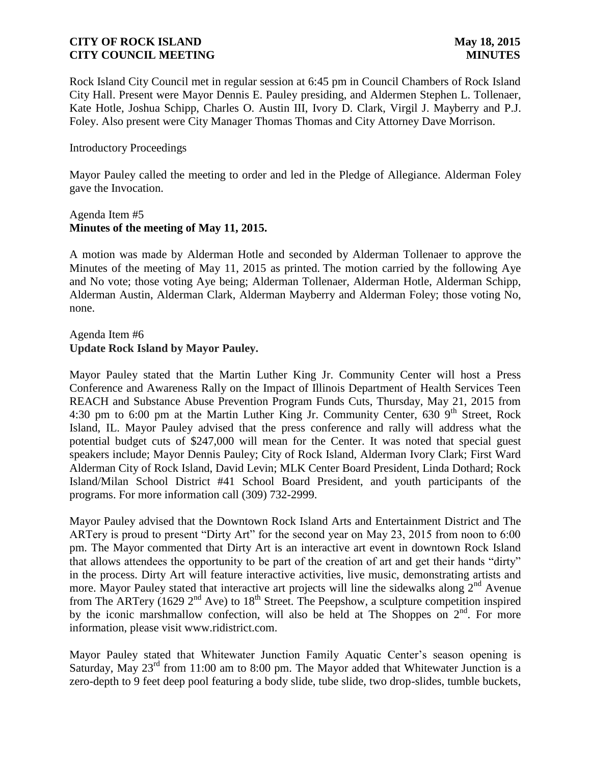Rock Island City Council met in regular session at 6:45 pm in Council Chambers of Rock Island City Hall. Present were Mayor Dennis E. Pauley presiding, and Aldermen Stephen L. Tollenaer, Kate Hotle, Joshua Schipp, Charles O. Austin III, Ivory D. Clark, Virgil J. Mayberry and P.J. Foley. Also present were City Manager Thomas Thomas and City Attorney Dave Morrison.

Introductory Proceedings

Mayor Pauley called the meeting to order and led in the Pledge of Allegiance. Alderman Foley gave the Invocation.

Agenda Item #5
**Minutes of the meeting of May 11, 2015.**

A motion was made by Alderman Hotle and seconded by Alderman Tollenaer to approve the Minutes of the meeting of May 11, 2015 as printed. The motion carried by the following Aye and No vote; those voting Aye being; Alderman Tollenaer, Alderman Hotle, Alderman Schipp, Alderman Austin, Alderman Clark, Alderman Mayberry and Alderman Foley; those voting No, none.

Agenda Item #6
**Update Rock Island by Mayor Pauley.**

Mayor Pauley stated that the Martin Luther King Jr. Community Center will host a Press Conference and Awareness Rally on the Impact of Illinois Department of Health Services Teen REACH and Substance Abuse Prevention Program Funds Cuts, Thursday, May 21, 2015 from 4:30 pm to 6:00 pm at the Martin Luther King Jr. Community Center, 630 9th Street, Rock Island, IL. Mayor Pauley advised that the press conference and rally will address what the potential budget cuts of $247,000 will mean for the Center. It was noted that special guest speakers include; Mayor Dennis Pauley; City of Rock Island, Alderman Ivory Clark; First Ward Alderman City of Rock Island, David Levin; MLK Center Board President, Linda Dothard; Rock Island/Milan School District #41 School Board President, and youth participants of the programs. For more information call (309) 732-2999.

Mayor Pauley advised that the Downtown Rock Island Arts and Entertainment District and The ARTery is proud to present "Dirty Art" for the second year on May 23, 2015 from noon to 6:00 pm. The Mayor commented that Dirty Art is an interactive art event in downtown Rock Island that allows attendees the opportunity to be part of the creation of art and get their hands "dirty" in the process. Dirty Art will feature interactive activities, live music, demonstrating artists and more. Mayor Pauley stated that interactive art projects will line the sidewalks along 2nd Avenue from The ARTery (1629 2nd Ave) to 18th Street. The Peepshow, a sculpture competition inspired by the iconic marshmallow confection, will also be held at The Shoppes on 2nd. For more information, please visit www.ridistrict.com.

Mayor Pauley stated that Whitewater Junction Family Aquatic Center's season opening is Saturday, May 23rd from 11:00 am to 8:00 pm. The Mayor added that Whitewater Junction is a zero-depth to 9 feet deep pool featuring a body slide, tube slide, two drop-slides, tumble buckets,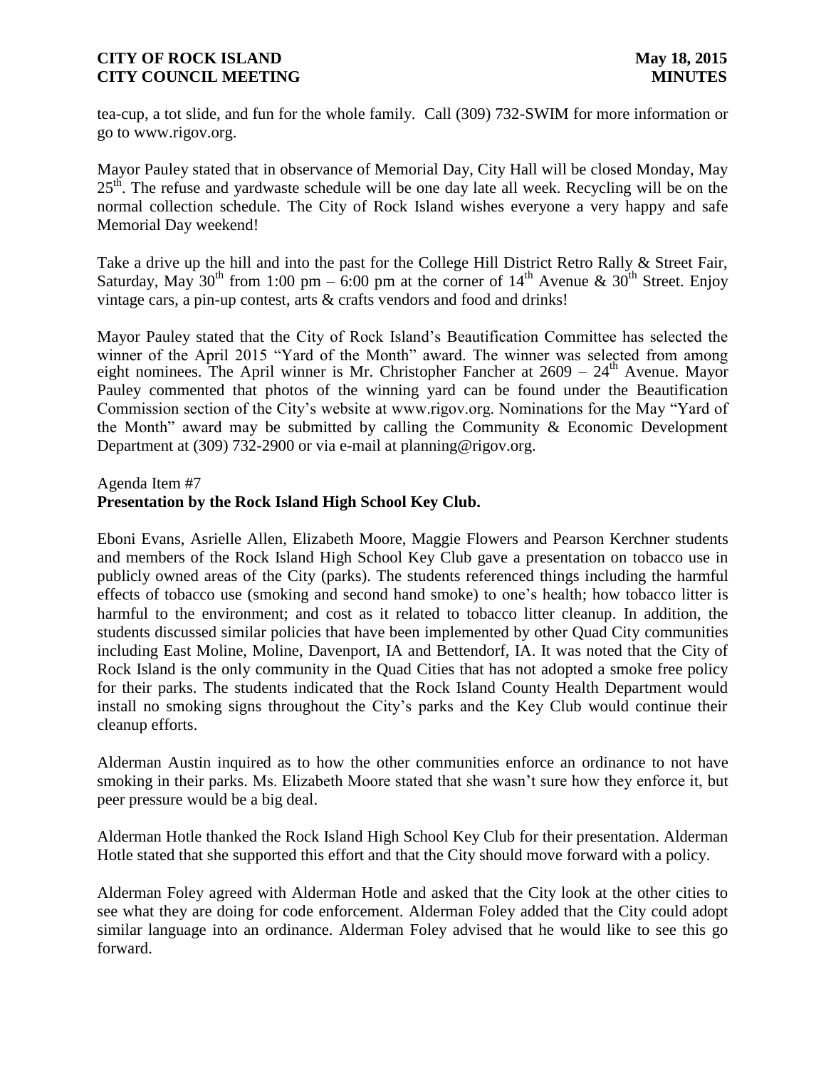tea-cup, a tot slide, and fun for the whole family. Call (309) 732-SWIM for more information or go to www.rigov.org.

Mayor Pauley stated that in observance of Memorial Day, City Hall will be closed Monday, May 25th. The refuse and yardwaste schedule will be one day late all week. Recycling will be on the normal collection schedule. The City of Rock Island wishes everyone a very happy and safe Memorial Day weekend!

Take a drive up the hill and into the past for the College Hill District Retro Rally & Street Fair, Saturday, May 30th from 1:00 pm – 6:00 pm at the corner of 14th Avenue & 30th Street. Enjoy vintage cars, a pin-up contest, arts & crafts vendors and food and drinks!

Mayor Pauley stated that the City of Rock Island's Beautification Committee has selected the winner of the April 2015 "Yard of the Month" award. The winner was selected from among eight nominees. The April winner is Mr. Christopher Fancher at 2609 – 24th Avenue. Mayor Pauley commented that photos of the winning yard can be found under the Beautification Commission section of the City's website at www.rigov.org. Nominations for the May "Yard of the Month" award may be submitted by calling the Community & Economic Development Department at (309) 732-2900 or via e-mail at planning@rigov.org.

Agenda Item #7
**Presentation by the Rock Island High School Key Club.**

Eboni Evans, Asrielle Allen, Elizabeth Moore, Maggie Flowers and Pearson Kerchner students and members of the Rock Island High School Key Club gave a presentation on tobacco use in publicly owned areas of the City (parks). The students referenced things including the harmful effects of tobacco use (smoking and second hand smoke) to one's health; how tobacco litter is harmful to the environment; and cost as it related to tobacco litter cleanup. In addition, the students discussed similar policies that have been implemented by other Quad City communities including East Moline, Moline, Davenport, IA and Bettendorf, IA. It was noted that the City of Rock Island is the only community in the Quad Cities that has not adopted a smoke free policy for their parks. The students indicated that the Rock Island County Health Department would install no smoking signs throughout the City's parks and the Key Club would continue their cleanup efforts.

Alderman Austin inquired as to how the other communities enforce an ordinance to not have smoking in their parks. Ms. Elizabeth Moore stated that she wasn't sure how they enforce it, but peer pressure would be a big deal.

Alderman Hotle thanked the Rock Island High School Key Club for their presentation. Alderman Hotle stated that she supported this effort and that the City should move forward with a policy.

Alderman Foley agreed with Alderman Hotle and asked that the City look at the other cities to see what they are doing for code enforcement. Alderman Foley added that the City could adopt similar language into an ordinance. Alderman Foley advised that he would like to see this go forward.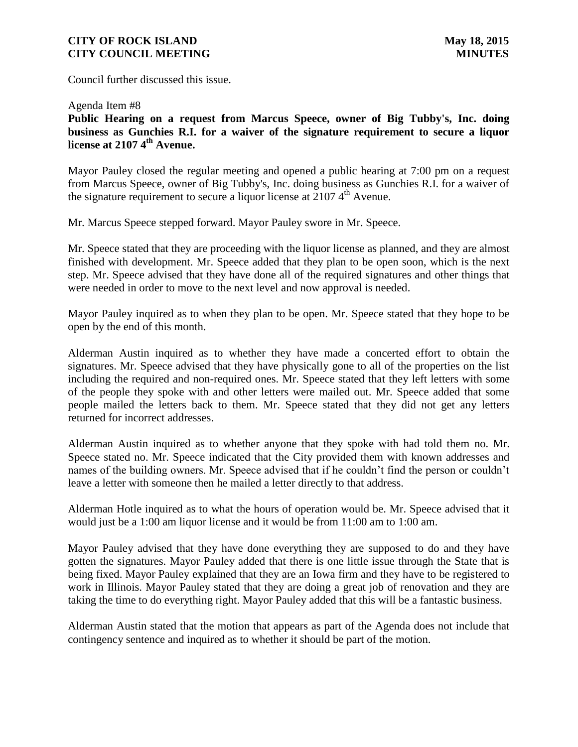Council further discussed this issue.

Agenda Item #8

**Public Hearing on a request from Marcus Speece, owner of Big Tubby's, Inc. doing business as Gunchies R.I. for a waiver of the signature requirement to secure a liquor license at 2107 4th Avenue.**

Mayor Pauley closed the regular meeting and opened a public hearing at 7:00 pm on a request from Marcus Speece, owner of Big Tubby's, Inc. doing business as Gunchies R.I. for a waiver of the signature requirement to secure a liquor license at 2107 4th Avenue.

Mr. Marcus Speece stepped forward. Mayor Pauley swore in Mr. Speece.

Mr. Speece stated that they are proceeding with the liquor license as planned, and they are almost finished with development. Mr. Speece added that they plan to be open soon, which is the next step. Mr. Speece advised that they have done all of the required signatures and other things that were needed in order to move to the next level and now approval is needed.

Mayor Pauley inquired as to when they plan to be open. Mr. Speece stated that they hope to be open by the end of this month.

Alderman Austin inquired as to whether they have made a concerted effort to obtain the signatures. Mr. Speece advised that they have physically gone to all of the properties on the list including the required and non-required ones. Mr. Speece stated that they left letters with some of the people they spoke with and other letters were mailed out. Mr. Speece added that some people mailed the letters back to them. Mr. Speece stated that they did not get any letters returned for incorrect addresses.

Alderman Austin inquired as to whether anyone that they spoke with had told them no. Mr. Speece stated no. Mr. Speece indicated that the City provided them with known addresses and names of the building owners. Mr. Speece advised that if he couldn't find the person or couldn't leave a letter with someone then he mailed a letter directly to that address.

Alderman Hotle inquired as to what the hours of operation would be. Mr. Speece advised that it would just be a 1:00 am liquor license and it would be from 11:00 am to 1:00 am.

Mayor Pauley advised that they have done everything they are supposed to do and they have gotten the signatures. Mayor Pauley added that there is one little issue through the State that is being fixed. Mayor Pauley explained that they are an Iowa firm and they have to be registered to work in Illinois. Mayor Pauley stated that they are doing a great job of renovation and they are taking the time to do everything right. Mayor Pauley added that this will be a fantastic business.

Alderman Austin stated that the motion that appears as part of the Agenda does not include that contingency sentence and inquired as to whether it should be part of the motion.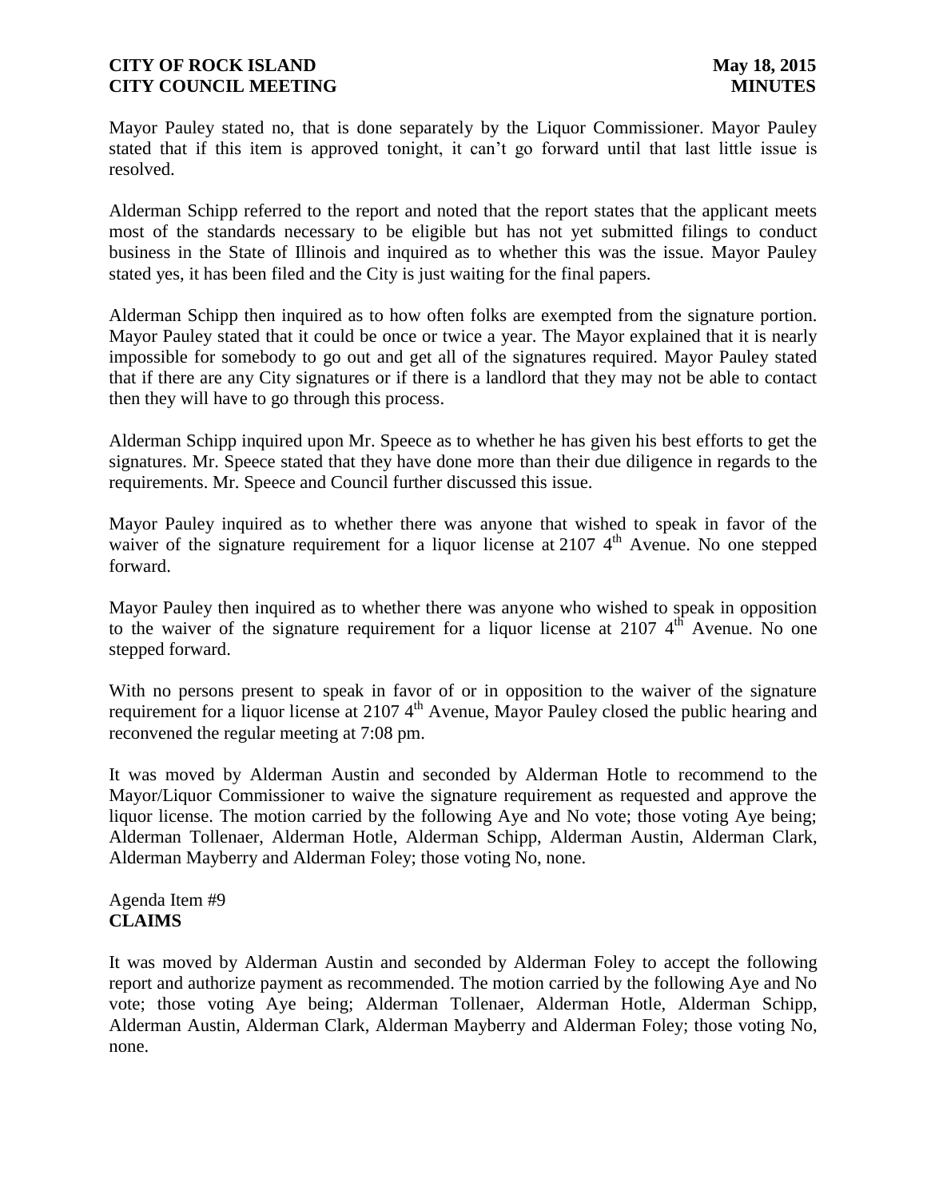Mayor Pauley stated no, that is done separately by the Liquor Commissioner. Mayor Pauley stated that if this item is approved tonight, it can't go forward until that last little issue is resolved.

Alderman Schipp referred to the report and noted that the report states that the applicant meets most of the standards necessary to be eligible but has not yet submitted filings to conduct business in the State of Illinois and inquired as to whether this was the issue. Mayor Pauley stated yes, it has been filed and the City is just waiting for the final papers.

Alderman Schipp then inquired as to how often folks are exempted from the signature portion. Mayor Pauley stated that it could be once or twice a year. The Mayor explained that it is nearly impossible for somebody to go out and get all of the signatures required. Mayor Pauley stated that if there are any City signatures or if there is a landlord that they may not be able to contact then they will have to go through this process.

Alderman Schipp inquired upon Mr. Speece as to whether he has given his best efforts to get the signatures. Mr. Speece stated that they have done more than their due diligence in regards to the requirements. Mr. Speece and Council further discussed this issue.

Mayor Pauley inquired as to whether there was anyone that wished to speak in favor of the waiver of the signature requirement for a liquor license at 2107 4th Avenue. No one stepped forward.

Mayor Pauley then inquired as to whether there was anyone who wished to speak in opposition to the waiver of the signature requirement for a liquor license at 2107 4th Avenue. No one stepped forward.

With no persons present to speak in favor of or in opposition to the waiver of the signature requirement for a liquor license at 2107 4th Avenue, Mayor Pauley closed the public hearing and reconvened the regular meeting at 7:08 pm.

It was moved by Alderman Austin and seconded by Alderman Hotle to recommend to the Mayor/Liquor Commissioner to waive the signature requirement as requested and approve the liquor license. The motion carried by the following Aye and No vote; those voting Aye being; Alderman Tollenaer, Alderman Hotle, Alderman Schipp, Alderman Austin, Alderman Clark, Alderman Mayberry and Alderman Foley; those voting No, none.

Agenda Item #9
**CLAIMS**

It was moved by Alderman Austin and seconded by Alderman Foley to accept the following report and authorize payment as recommended. The motion carried by the following Aye and No vote; those voting Aye being; Alderman Tollenaer, Alderman Hotle, Alderman Schipp, Alderman Austin, Alderman Clark, Alderman Mayberry and Alderman Foley; those voting No, none.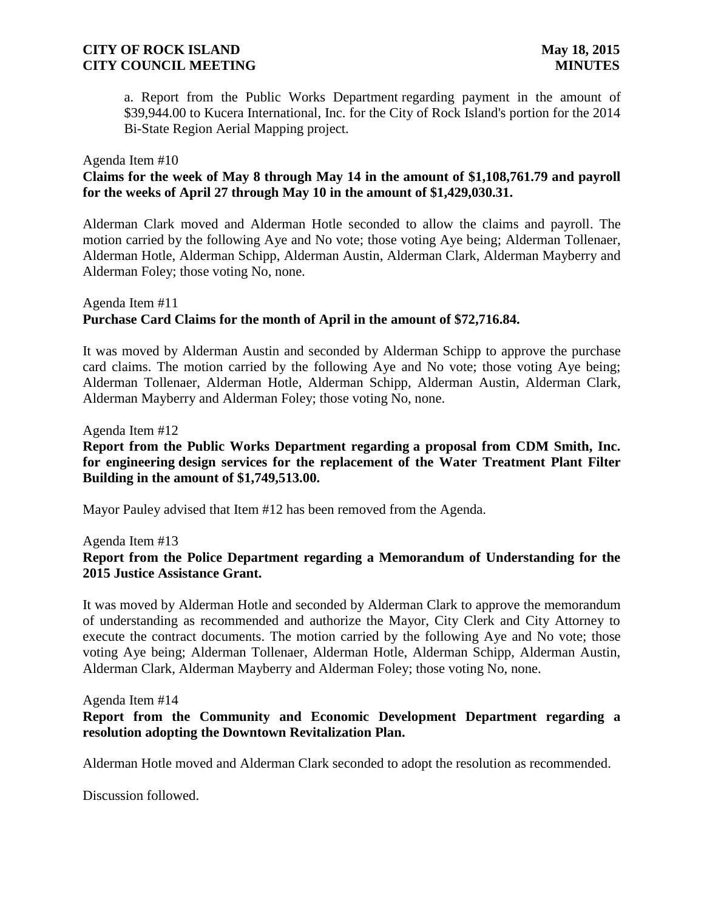a. Report from the Public Works Department regarding payment in the amount of $39,944.00 to Kucera International, Inc. for the City of Rock Island's portion for the 2014 Bi-State Region Aerial Mapping project.

Agenda Item #10

**Claims for the week of May 8 through May 14 in the amount of $1,108,761.79 and payroll for the weeks of April 27 through May 10 in the amount of $1,429,030.31.**

Alderman Clark moved and Alderman Hotle seconded to allow the claims and payroll. The motion carried by the following Aye and No vote; those voting Aye being; Alderman Tollenaer, Alderman Hotle, Alderman Schipp, Alderman Austin, Alderman Clark, Alderman Mayberry and Alderman Foley; those voting No, none.

Agenda Item #11

**Purchase Card Claims for the month of April in the amount of $72,716.84.**

It was moved by Alderman Austin and seconded by Alderman Schipp to approve the purchase card claims. The motion carried by the following Aye and No vote; those voting Aye being; Alderman Tollenaer, Alderman Hotle, Alderman Schipp, Alderman Austin, Alderman Clark, Alderman Mayberry and Alderman Foley; those voting No, none.

Agenda Item #12

**Report from the Public Works Department regarding a proposal from CDM Smith, Inc. for engineering design services for the replacement of the Water Treatment Plant Filter Building in the amount of $1,749,513.00.**

Mayor Pauley advised that Item #12 has been removed from the Agenda.

Agenda Item #13

**Report from the Police Department regarding a Memorandum of Understanding for the 2015 Justice Assistance Grant.**

It was moved by Alderman Hotle and seconded by Alderman Clark to approve the memorandum of understanding as recommended and authorize the Mayor, City Clerk and City Attorney to execute the contract documents. The motion carried by the following Aye and No vote; those voting Aye being; Alderman Tollenaer, Alderman Hotle, Alderman Schipp, Alderman Austin, Alderman Clark, Alderman Mayberry and Alderman Foley; those voting No, none.

Agenda Item #14

**Report from the Community and Economic Development Department regarding a resolution adopting the Downtown Revitalization Plan.**

Alderman Hotle moved and Alderman Clark seconded to adopt the resolution as recommended.

Discussion followed.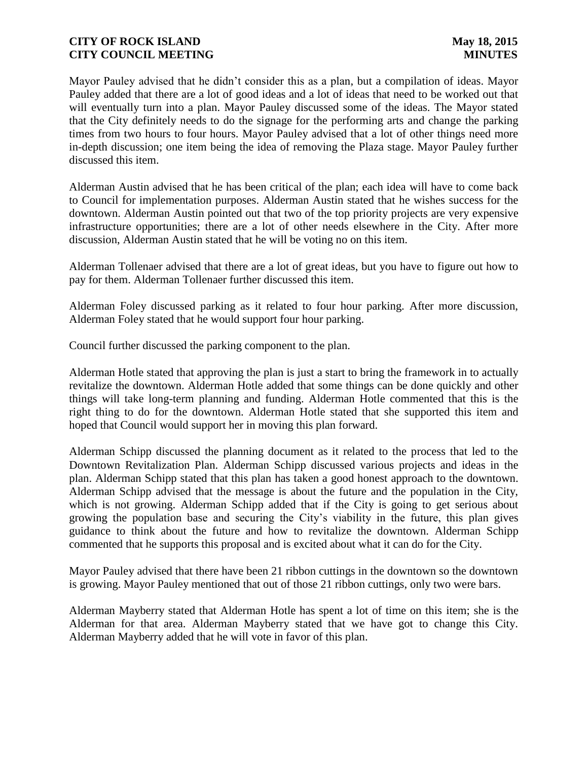Mayor Pauley advised that he didn't consider this as a plan, but a compilation of ideas. Mayor Pauley added that there are a lot of good ideas and a lot of ideas that need to be worked out that will eventually turn into a plan. Mayor Pauley discussed some of the ideas. The Mayor stated that the City definitely needs to do the signage for the performing arts and change the parking times from two hours to four hours. Mayor Pauley advised that a lot of other things need more in-depth discussion; one item being the idea of removing the Plaza stage. Mayor Pauley further discussed this item.

Alderman Austin advised that he has been critical of the plan; each idea will have to come back to Council for implementation purposes. Alderman Austin stated that he wishes success for the downtown. Alderman Austin pointed out that two of the top priority projects are very expensive infrastructure opportunities; there are a lot of other needs elsewhere in the City. After more discussion, Alderman Austin stated that he will be voting no on this item.

Alderman Tollenaer advised that there are a lot of great ideas, but you have to figure out how to pay for them. Alderman Tollenaer further discussed this item.

Alderman Foley discussed parking as it related to four hour parking. After more discussion, Alderman Foley stated that he would support four hour parking.

Council further discussed the parking component to the plan.

Alderman Hotle stated that approving the plan is just a start to bring the framework in to actually revitalize the downtown. Alderman Hotle added that some things can be done quickly and other things will take long-term planning and funding. Alderman Hotle commented that this is the right thing to do for the downtown. Alderman Hotle stated that she supported this item and hoped that Council would support her in moving this plan forward.

Alderman Schipp discussed the planning document as it related to the process that led to the Downtown Revitalization Plan. Alderman Schipp discussed various projects and ideas in the plan. Alderman Schipp stated that this plan has taken a good honest approach to the downtown. Alderman Schipp advised that the message is about the future and the population in the City, which is not growing. Alderman Schipp added that if the City is going to get serious about growing the population base and securing the City's viability in the future, this plan gives guidance to think about the future and how to revitalize the downtown. Alderman Schipp commented that he supports this proposal and is excited about what it can do for the City.

Mayor Pauley advised that there have been 21 ribbon cuttings in the downtown so the downtown is growing. Mayor Pauley mentioned that out of those 21 ribbon cuttings, only two were bars.

Alderman Mayberry stated that Alderman Hotle has spent a lot of time on this item; she is the Alderman for that area. Alderman Mayberry stated that we have got to change this City. Alderman Mayberry added that he will vote in favor of this plan.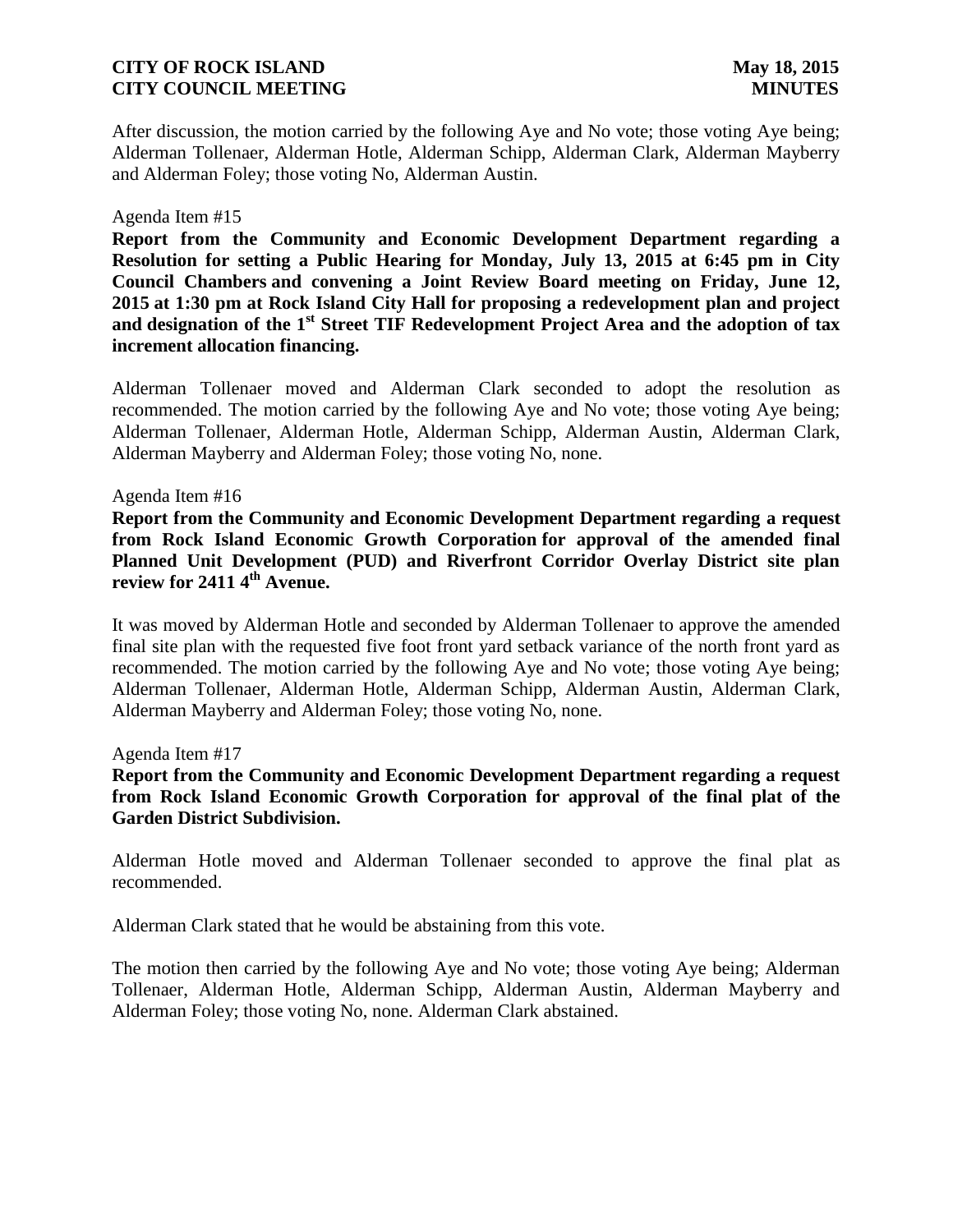After discussion, the motion carried by the following Aye and No vote; those voting Aye being; Alderman Tollenaer, Alderman Hotle, Alderman Schipp, Alderman Clark, Alderman Mayberry and Alderman Foley; those voting No, Alderman Austin.

Agenda Item #15

**Report from the Community and Economic Development Department regarding a Resolution for setting a Public Hearing for Monday, July 13, 2015 at 6:45 pm in City Council Chambers and convening a Joint Review Board meeting on Friday, June 12, 2015 at 1:30 pm at Rock Island City Hall for proposing a redevelopment plan and project and designation of the 1st Street TIF Redevelopment Project Area and the adoption of tax increment allocation financing.**

Alderman Tollenaer moved and Alderman Clark seconded to adopt the resolution as recommended. The motion carried by the following Aye and No vote; those voting Aye being; Alderman Tollenaer, Alderman Hotle, Alderman Schipp, Alderman Austin, Alderman Clark, Alderman Mayberry and Alderman Foley; those voting No, none.

Agenda Item #16

**Report from the Community and Economic Development Department regarding a request from Rock Island Economic Growth Corporation for approval of the amended final Planned Unit Development (PUD) and Riverfront Corridor Overlay District site plan review for 2411 4th Avenue.**

It was moved by Alderman Hotle and seconded by Alderman Tollenaer to approve the amended final site plan with the requested five foot front yard setback variance of the north front yard as recommended. The motion carried by the following Aye and No vote; those voting Aye being; Alderman Tollenaer, Alderman Hotle, Alderman Schipp, Alderman Austin, Alderman Clark, Alderman Mayberry and Alderman Foley; those voting No, none.

Agenda Item #17

**Report from the Community and Economic Development Department regarding a request from Rock Island Economic Growth Corporation for approval of the final plat of the Garden District Subdivision.**

Alderman Hotle moved and Alderman Tollenaer seconded to approve the final plat as recommended.

Alderman Clark stated that he would be abstaining from this vote.

The motion then carried by the following Aye and No vote; those voting Aye being; Alderman Tollenaer, Alderman Hotle, Alderman Schipp, Alderman Austin, Alderman Mayberry and Alderman Foley; those voting No, none. Alderman Clark abstained.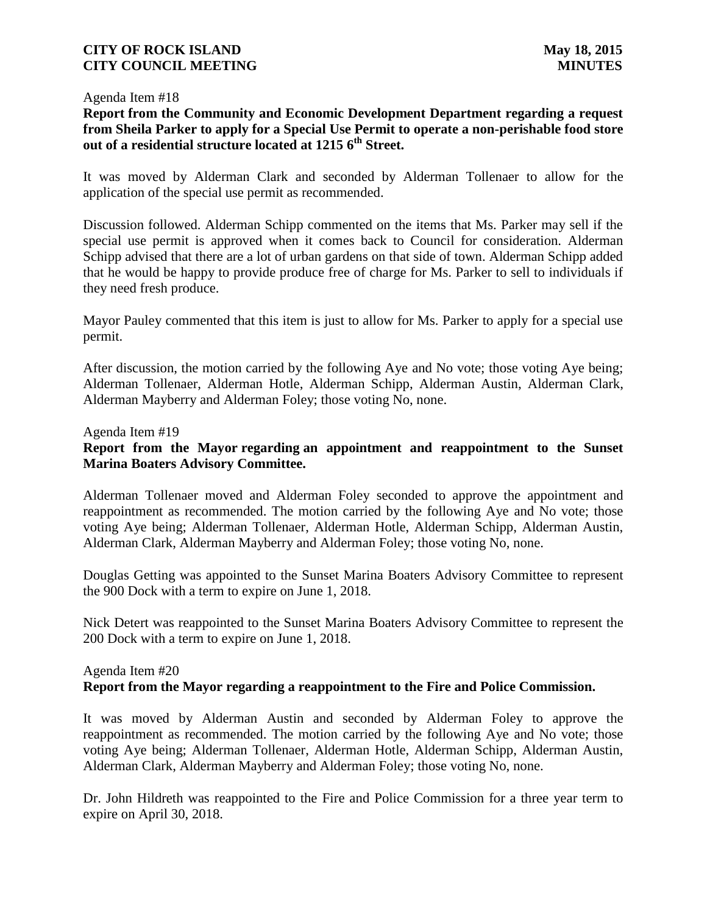Agenda Item #18

**Report from the Community and Economic Development Department regarding a request from Sheila Parker to apply for a Special Use Permit to operate a non-perishable food store out of a residential structure located at 1215 6th Street.**

It was moved by Alderman Clark and seconded by Alderman Tollenaer to allow for the application of the special use permit as recommended.

Discussion followed. Alderman Schipp commented on the items that Ms. Parker may sell if the special use permit is approved when it comes back to Council for consideration. Alderman Schipp advised that there are a lot of urban gardens on that side of town. Alderman Schipp added that he would be happy to provide produce free of charge for Ms. Parker to sell to individuals if they need fresh produce.

Mayor Pauley commented that this item is just to allow for Ms. Parker to apply for a special use permit.

After discussion, the motion carried by the following Aye and No vote; those voting Aye being; Alderman Tollenaer, Alderman Hotle, Alderman Schipp, Alderman Austin, Alderman Clark, Alderman Mayberry and Alderman Foley; those voting No, none.

Agenda Item #19

**Report from the Mayor regarding an appointment and reappointment to the Sunset Marina Boaters Advisory Committee.**

Alderman Tollenaer moved and Alderman Foley seconded to approve the appointment and reappointment as recommended. The motion carried by the following Aye and No vote; those voting Aye being; Alderman Tollenaer, Alderman Hotle, Alderman Schipp, Alderman Austin, Alderman Clark, Alderman Mayberry and Alderman Foley; those voting No, none.

Douglas Getting was appointed to the Sunset Marina Boaters Advisory Committee to represent the 900 Dock with a term to expire on June 1, 2018.

Nick Detert was reappointed to the Sunset Marina Boaters Advisory Committee to represent the 200 Dock with a term to expire on June 1, 2018.

Agenda Item #20

**Report from the Mayor regarding a reappointment to the Fire and Police Commission.**

It was moved by Alderman Austin and seconded by Alderman Foley to approve the reappointment as recommended. The motion carried by the following Aye and No vote; those voting Aye being; Alderman Tollenaer, Alderman Hotle, Alderman Schipp, Alderman Austin, Alderman Clark, Alderman Mayberry and Alderman Foley; those voting No, none.

Dr. John Hildreth was reappointed to the Fire and Police Commission for a three year term to expire on April 30, 2018.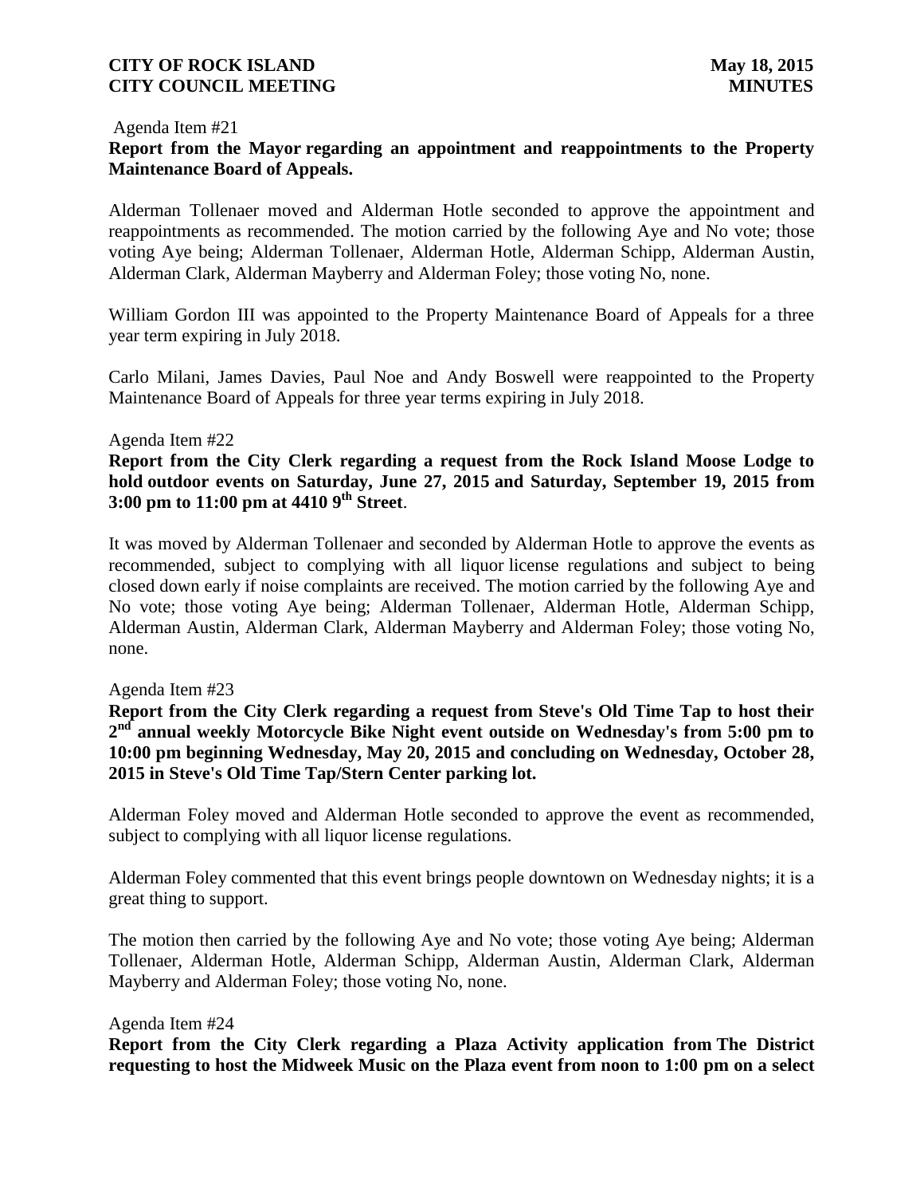Agenda Item #21

**Report from the Mayor regarding an appointment and reappointments to the Property Maintenance Board of Appeals.**

Alderman Tollenaer moved and Alderman Hotle seconded to approve the appointment and reappointments as recommended. The motion carried by the following Aye and No vote; those voting Aye being; Alderman Tollenaer, Alderman Hotle, Alderman Schipp, Alderman Austin, Alderman Clark, Alderman Mayberry and Alderman Foley; those voting No, none.

William Gordon III was appointed to the Property Maintenance Board of Appeals for a three year term expiring in July 2018.

Carlo Milani, James Davies, Paul Noe and Andy Boswell were reappointed to the Property Maintenance Board of Appeals for three year terms expiring in July 2018.

Agenda Item #22

**Report from the City Clerk regarding a request from the Rock Island Moose Lodge to hold outdoor events on Saturday, June 27, 2015 and Saturday, September 19, 2015 from 3:00 pm to 11:00 pm at 4410 9th Street**.

It was moved by Alderman Tollenaer and seconded by Alderman Hotle to approve the events as recommended, subject to complying with all liquor license regulations and subject to being closed down early if noise complaints are received. The motion carried by the following Aye and No vote; those voting Aye being; Alderman Tollenaer, Alderman Hotle, Alderman Schipp, Alderman Austin, Alderman Clark, Alderman Mayberry and Alderman Foley; those voting No, none.

Agenda Item #23

**Report from the City Clerk regarding a request from Steve's Old Time Tap to host their 2nd annual weekly Motorcycle Bike Night event outside on Wednesday's from 5:00 pm to 10:00 pm beginning Wednesday, May 20, 2015 and concluding on Wednesday, October 28, 2015 in Steve's Old Time Tap/Stern Center parking lot.**

Alderman Foley moved and Alderman Hotle seconded to approve the event as recommended, subject to complying with all liquor license regulations.

Alderman Foley commented that this event brings people downtown on Wednesday nights; it is a great thing to support.

The motion then carried by the following Aye and No vote; those voting Aye being; Alderman Tollenaer, Alderman Hotle, Alderman Schipp, Alderman Austin, Alderman Clark, Alderman Mayberry and Alderman Foley; those voting No, none.

Agenda Item #24

**Report from the City Clerk regarding a Plaza Activity application from The District requesting to host the Midweek Music on the Plaza event from noon to 1:00 pm on a select**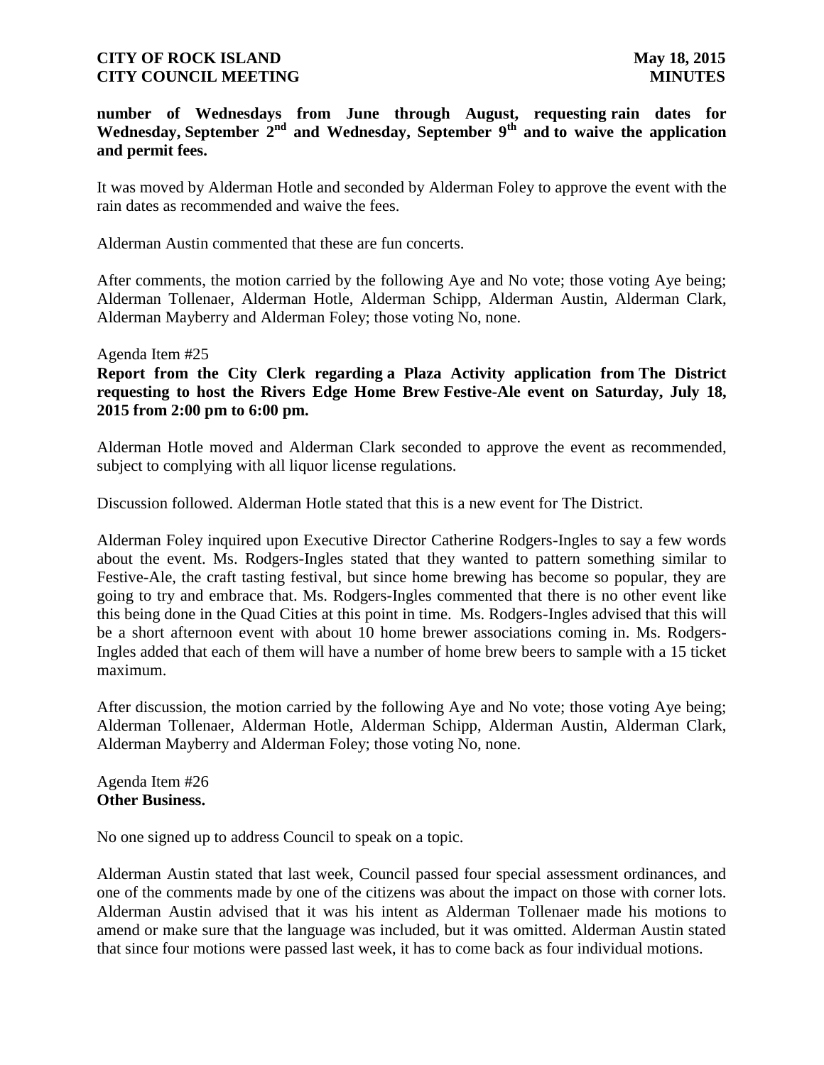**number of Wednesdays from June through August, requesting rain dates for Wednesday, September 2nd and Wednesday, September 9th and to waive the application and permit fees.**

It was moved by Alderman Hotle and seconded by Alderman Foley to approve the event with the rain dates as recommended and waive the fees.

Alderman Austin commented that these are fun concerts.

After comments, the motion carried by the following Aye and No vote; those voting Aye being; Alderman Tollenaer, Alderman Hotle, Alderman Schipp, Alderman Austin, Alderman Clark, Alderman Mayberry and Alderman Foley; those voting No, none.

Agenda Item #25
**Report from the City Clerk regarding a Plaza Activity application from The District requesting to host the Rivers Edge Home Brew Festive-Ale event on Saturday, July 18, 2015 from 2:00 pm to 6:00 pm.**

Alderman Hotle moved and Alderman Clark seconded to approve the event as recommended, subject to complying with all liquor license regulations.

Discussion followed. Alderman Hotle stated that this is a new event for The District.

Alderman Foley inquired upon Executive Director Catherine Rodgers-Ingles to say a few words about the event. Ms. Rodgers-Ingles stated that they wanted to pattern something similar to Festive-Ale, the craft tasting festival, but since home brewing has become so popular, they are going to try and embrace that. Ms. Rodgers-Ingles commented that there is no other event like this being done in the Quad Cities at this point in time. Ms. Rodgers-Ingles advised that this will be a short afternoon event with about 10 home brewer associations coming in. Ms. Rodgers-Ingles added that each of them will have a number of home brew beers to sample with a 15 ticket maximum.

After discussion, the motion carried by the following Aye and No vote; those voting Aye being; Alderman Tollenaer, Alderman Hotle, Alderman Schipp, Alderman Austin, Alderman Clark, Alderman Mayberry and Alderman Foley; those voting No, none.

Agenda Item #26
**Other Business.**

No one signed up to address Council to speak on a topic.

Alderman Austin stated that last week, Council passed four special assessment ordinances, and one of the comments made by one of the citizens was about the impact on those with corner lots. Alderman Austin advised that it was his intent as Alderman Tollenaer made his motions to amend or make sure that the language was included, but it was omitted. Alderman Austin stated that since four motions were passed last week, it has to come back as four individual motions.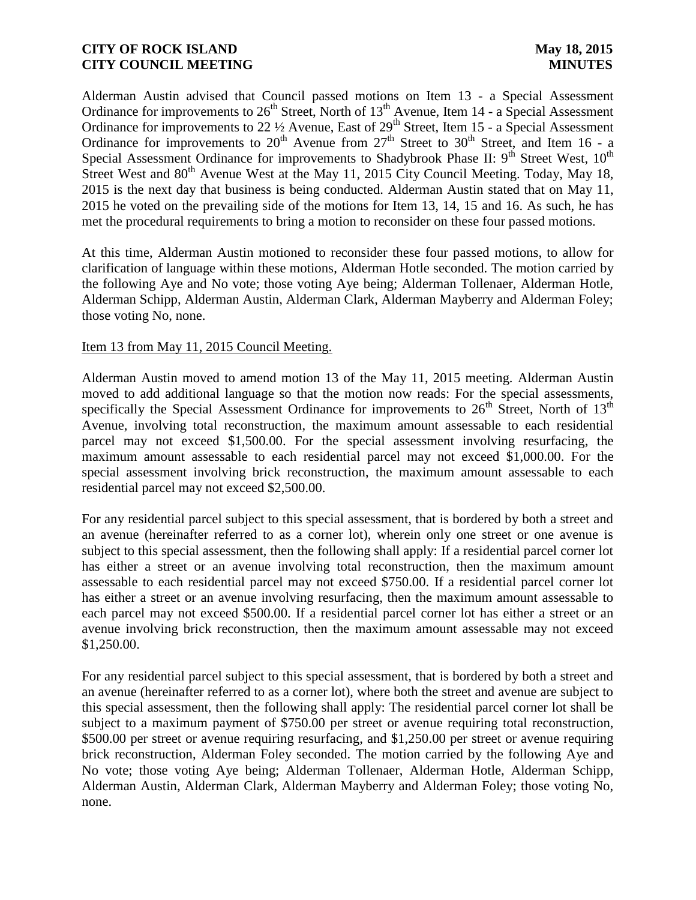Alderman Austin advised that Council passed motions on Item 13 - a Special Assessment Ordinance for improvements to 26th Street, North of 13th Avenue, Item 14 - a Special Assessment Ordinance for improvements to 22 ½ Avenue, East of 29th Street, Item 15 - a Special Assessment Ordinance for improvements to 20th Avenue from 27th Street to 30th Street, and Item 16 - a Special Assessment Ordinance for improvements to Shadybrook Phase II: 9th Street West, 10th Street West and 80th Avenue West at the May 11, 2015 City Council Meeting. Today, May 18, 2015 is the next day that business is being conducted. Alderman Austin stated that on May 11, 2015 he voted on the prevailing side of the motions for Item 13, 14, 15 and 16. As such, he has met the procedural requirements to bring a motion to reconsider on these four passed motions.

At this time, Alderman Austin motioned to reconsider these four passed motions, to allow for clarification of language within these motions, Alderman Hotle seconded. The motion carried by the following Aye and No vote; those voting Aye being; Alderman Tollenaer, Alderman Hotle, Alderman Schipp, Alderman Austin, Alderman Clark, Alderman Mayberry and Alderman Foley; those voting No, none.

Item 13 from May 11, 2015 Council Meeting.

Alderman Austin moved to amend motion 13 of the May 11, 2015 meeting. Alderman Austin moved to add additional language so that the motion now reads: For the special assessments, specifically the Special Assessment Ordinance for improvements to 26th Street, North of 13th Avenue, involving total reconstruction, the maximum amount assessable to each residential parcel may not exceed $1,500.00. For the special assessment involving resurfacing, the maximum amount assessable to each residential parcel may not exceed $1,000.00. For the special assessment involving brick reconstruction, the maximum amount assessable to each residential parcel may not exceed $2,500.00.

For any residential parcel subject to this special assessment, that is bordered by both a street and an avenue (hereinafter referred to as a corner lot), wherein only one street or one avenue is subject to this special assessment, then the following shall apply: If a residential parcel corner lot has either a street or an avenue involving total reconstruction, then the maximum amount assessable to each residential parcel may not exceed $750.00. If a residential parcel corner lot has either a street or an avenue involving resurfacing, then the maximum amount assessable to each parcel may not exceed $500.00. If a residential parcel corner lot has either a street or an avenue involving brick reconstruction, then the maximum amount assessable may not exceed $1,250.00.

For any residential parcel subject to this special assessment, that is bordered by both a street and an avenue (hereinafter referred to as a corner lot), where both the street and avenue are subject to this special assessment, then the following shall apply: The residential parcel corner lot shall be subject to a maximum payment of $750.00 per street or avenue requiring total reconstruction, $500.00 per street or avenue requiring resurfacing, and $1,250.00 per street or avenue requiring brick reconstruction, Alderman Foley seconded. The motion carried by the following Aye and No vote; those voting Aye being; Alderman Tollenaer, Alderman Hotle, Alderman Schipp, Alderman Austin, Alderman Clark, Alderman Mayberry and Alderman Foley; those voting No, none.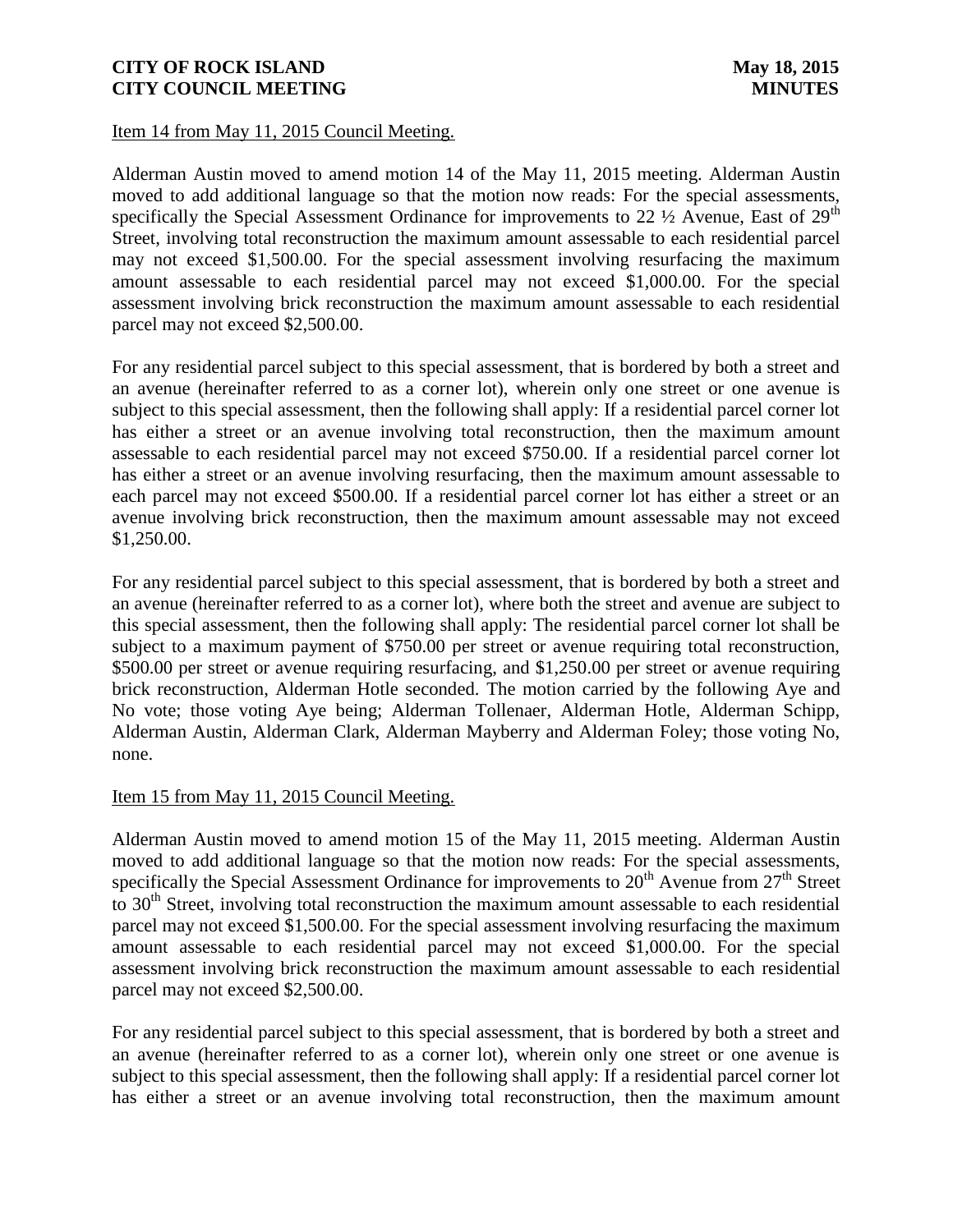Item 14 from May 11, 2015 Council Meeting.

Alderman Austin moved to amend motion 14 of the May 11, 2015 meeting. Alderman Austin moved to add additional language so that the motion now reads: For the special assessments, specifically the Special Assessment Ordinance for improvements to 22 ½ Avenue, East of 29th Street, involving total reconstruction the maximum amount assessable to each residential parcel may not exceed $1,500.00. For the special assessment involving resurfacing the maximum amount assessable to each residential parcel may not exceed $1,000.00. For the special assessment involving brick reconstruction the maximum amount assessable to each residential parcel may not exceed $2,500.00.

For any residential parcel subject to this special assessment, that is bordered by both a street and an avenue (hereinafter referred to as a corner lot), wherein only one street or one avenue is subject to this special assessment, then the following shall apply: If a residential parcel corner lot has either a street or an avenue involving total reconstruction, then the maximum amount assessable to each residential parcel may not exceed $750.00. If a residential parcel corner lot has either a street or an avenue involving resurfacing, then the maximum amount assessable to each parcel may not exceed $500.00. If a residential parcel corner lot has either a street or an avenue involving brick reconstruction, then the maximum amount assessable may not exceed $1,250.00.

For any residential parcel subject to this special assessment, that is bordered by both a street and an avenue (hereinafter referred to as a corner lot), where both the street and avenue are subject to this special assessment, then the following shall apply: The residential parcel corner lot shall be subject to a maximum payment of $750.00 per street or avenue requiring total reconstruction, $500.00 per street or avenue requiring resurfacing, and $1,250.00 per street or avenue requiring brick reconstruction, Alderman Hotle seconded. The motion carried by the following Aye and No vote; those voting Aye being; Alderman Tollenaer, Alderman Hotle, Alderman Schipp, Alderman Austin, Alderman Clark, Alderman Mayberry and Alderman Foley; those voting No, none.

Item 15 from May 11, 2015 Council Meeting.

Alderman Austin moved to amend motion 15 of the May 11, 2015 meeting. Alderman Austin moved to add additional language so that the motion now reads: For the special assessments, specifically the Special Assessment Ordinance for improvements to 20th Avenue from 27th Street to 30th Street, involving total reconstruction the maximum amount assessable to each residential parcel may not exceed $1,500.00. For the special assessment involving resurfacing the maximum amount assessable to each residential parcel may not exceed $1,000.00. For the special assessment involving brick reconstruction the maximum amount assessable to each residential parcel may not exceed $2,500.00.

For any residential parcel subject to this special assessment, that is bordered by both a street and an avenue (hereinafter referred to as a corner lot), wherein only one street or one avenue is subject to this special assessment, then the following shall apply: If a residential parcel corner lot has either a street or an avenue involving total reconstruction, then the maximum amount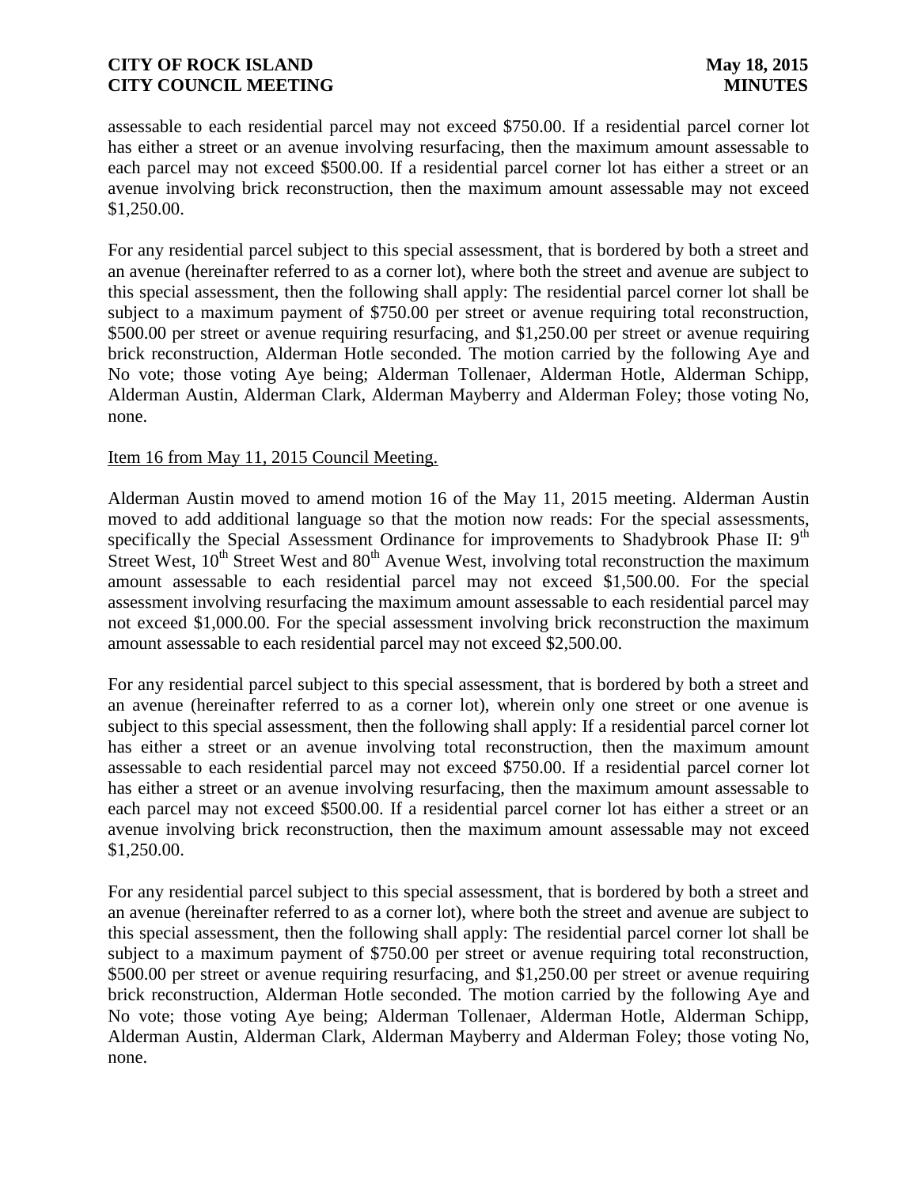assessable to each residential parcel may not exceed $750.00. If a residential parcel corner lot has either a street or an avenue involving resurfacing, then the maximum amount assessable to each parcel may not exceed $500.00. If a residential parcel corner lot has either a street or an avenue involving brick reconstruction, then the maximum amount assessable may not exceed $1,250.00.

For any residential parcel subject to this special assessment, that is bordered by both a street and an avenue (hereinafter referred to as a corner lot), where both the street and avenue are subject to this special assessment, then the following shall apply: The residential parcel corner lot shall be subject to a maximum payment of $750.00 per street or avenue requiring total reconstruction, $500.00 per street or avenue requiring resurfacing, and $1,250.00 per street or avenue requiring brick reconstruction, Alderman Hotle seconded. The motion carried by the following Aye and No vote; those voting Aye being; Alderman Tollenaer, Alderman Hotle, Alderman Schipp, Alderman Austin, Alderman Clark, Alderman Mayberry and Alderman Foley; those voting No, none.

Item 16 from May 11, 2015 Council Meeting.

Alderman Austin moved to amend motion 16 of the May 11, 2015 meeting. Alderman Austin moved to add additional language so that the motion now reads: For the special assessments, specifically the Special Assessment Ordinance for improvements to Shadybrook Phase II: 9th Street West, 10th Street West and 80th Avenue West, involving total reconstruction the maximum amount assessable to each residential parcel may not exceed $1,500.00. For the special assessment involving resurfacing the maximum amount assessable to each residential parcel may not exceed $1,000.00. For the special assessment involving brick reconstruction the maximum amount assessable to each residential parcel may not exceed $2,500.00.

For any residential parcel subject to this special assessment, that is bordered by both a street and an avenue (hereinafter referred to as a corner lot), wherein only one street or one avenue is subject to this special assessment, then the following shall apply: If a residential parcel corner lot has either a street or an avenue involving total reconstruction, then the maximum amount assessable to each residential parcel may not exceed $750.00. If a residential parcel corner lot has either a street or an avenue involving resurfacing, then the maximum amount assessable to each parcel may not exceed $500.00. If a residential parcel corner lot has either a street or an avenue involving brick reconstruction, then the maximum amount assessable may not exceed $1,250.00.

For any residential parcel subject to this special assessment, that is bordered by both a street and an avenue (hereinafter referred to as a corner lot), where both the street and avenue are subject to this special assessment, then the following shall apply: The residential parcel corner lot shall be subject to a maximum payment of $750.00 per street or avenue requiring total reconstruction, $500.00 per street or avenue requiring resurfacing, and $1,250.00 per street or avenue requiring brick reconstruction, Alderman Hotle seconded. The motion carried by the following Aye and No vote; those voting Aye being; Alderman Tollenaer, Alderman Hotle, Alderman Schipp, Alderman Austin, Alderman Clark, Alderman Mayberry and Alderman Foley; those voting No, none.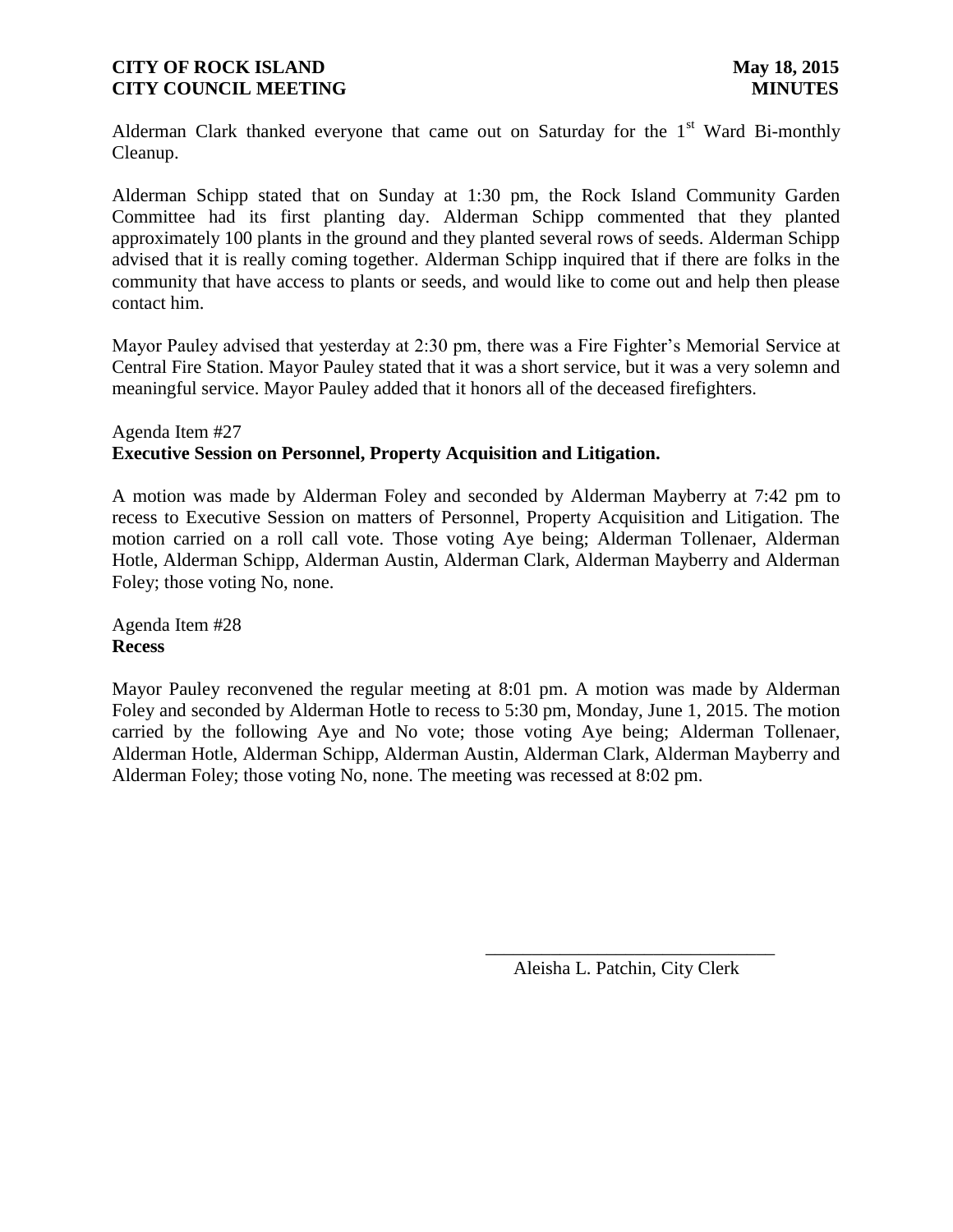Alderman Clark thanked everyone that came out on Saturday for the 1st Ward Bi-monthly Cleanup.

Alderman Schipp stated that on Sunday at 1:30 pm, the Rock Island Community Garden Committee had its first planting day. Alderman Schipp commented that they planted approximately 100 plants in the ground and they planted several rows of seeds. Alderman Schipp advised that it is really coming together. Alderman Schipp inquired that if there are folks in the community that have access to plants or seeds, and would like to come out and help then please contact him.

Mayor Pauley advised that yesterday at 2:30 pm, there was a Fire Fighter's Memorial Service at Central Fire Station. Mayor Pauley stated that it was a short service, but it was a very solemn and meaningful service. Mayor Pauley added that it honors all of the deceased firefighters.

Agenda Item #27
**Executive Session on Personnel, Property Acquisition and Litigation.**

A motion was made by Alderman Foley and seconded by Alderman Mayberry at 7:42 pm to recess to Executive Session on matters of Personnel, Property Acquisition and Litigation. The motion carried on a roll call vote. Those voting Aye being; Alderman Tollenaer, Alderman Hotle, Alderman Schipp, Alderman Austin, Alderman Clark, Alderman Mayberry and Alderman Foley; those voting No, none.

Agenda Item #28
**Recess**

Mayor Pauley reconvened the regular meeting at 8:01 pm. A motion was made by Alderman Foley and seconded by Alderman Hotle to recess to 5:30 pm, Monday, June 1, 2015. The motion carried by the following Aye and No vote; those voting Aye being; Alderman Tollenaer, Alderman Hotle, Alderman Schipp, Alderman Austin, Alderman Clark, Alderman Mayberry and Alderman Foley; those voting No, none. The meeting was recessed at 8:02 pm.

\_\_\_\_\_\_\_\_\_\_\_\_\_\_\_\_\_\_\_\_\_\_\_\_\_\_\_\_\_\_\_\_

Aleisha L. Patchin, City Clerk